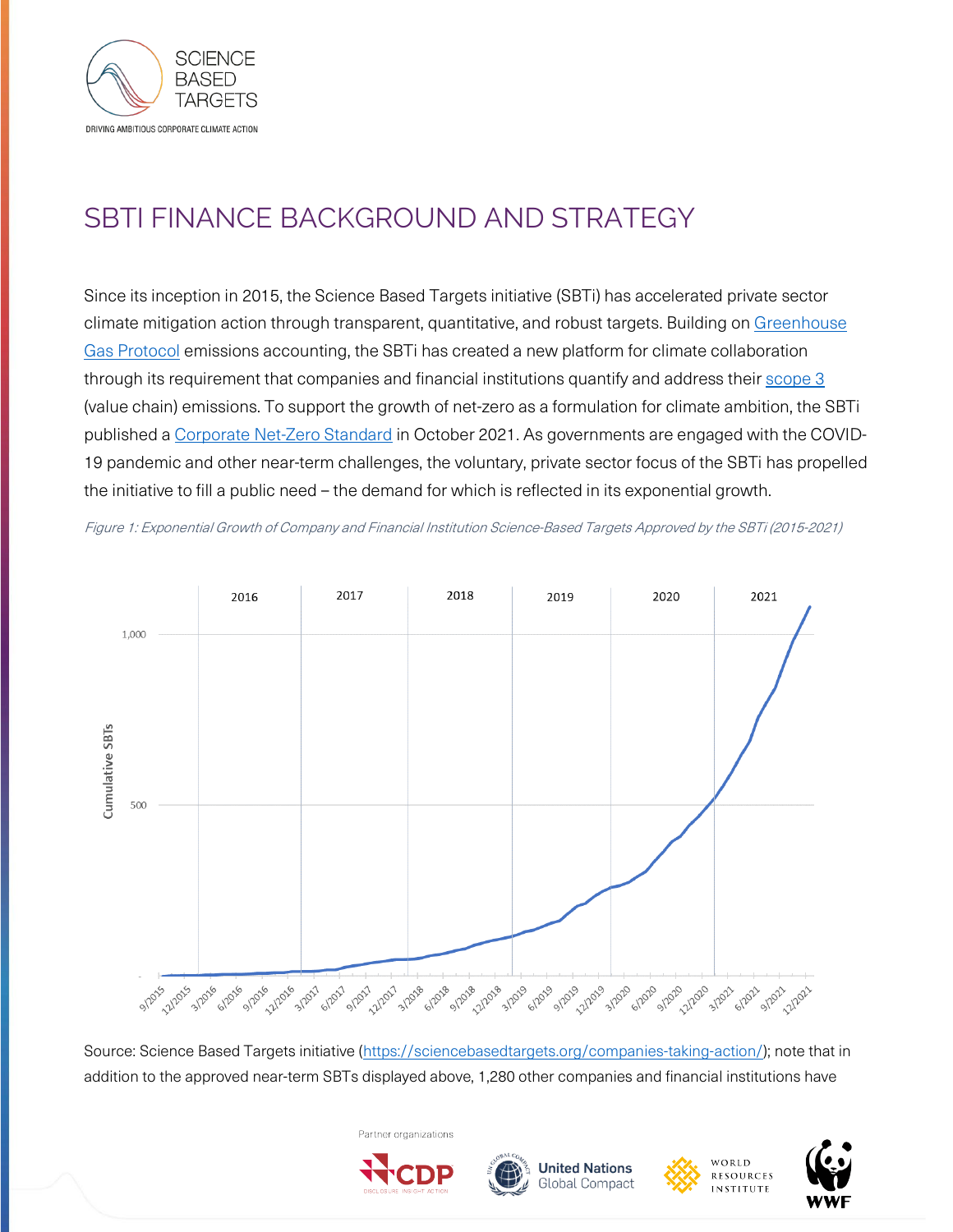# SBTI FINANCE BACKGROUND AND STRATEGY

Since its inception in 2015, the Science Based Targets initiative (SBTi) has accelerated private sector climate mitigation action through transparent, quantitative, and robust targets. Building on [Greenhouse Gas Protocol] emissions accounting, the SBTi has created a new platform for climate collaboration through its requirement that companies and financial institutions quantify and address their [scope 3] (value chain) emissions. To support the growth of net-zero as a formulation for climate ambition, the SBTi published a [Corporate Net-Zero Standard] in October 2021. As governments are engaged with the COVID-19 pandemic and other near-term challenges, the voluntary, private sector focus of the SBTi has propelled the initiative to fill a public need – the demand for which is reflected in its exponential growth.

*Figure 1: Exponential Growth of Company and Financial Institution Science-Based Targets Approved by the SBTi (2015-2021)*

Source: Science Based Targets initiative (https://sciencebasedtargets.org/companies-taking-action/); note that in addition to the approved near-term SBTs displayed above, 1,280 other companies and financial institutions have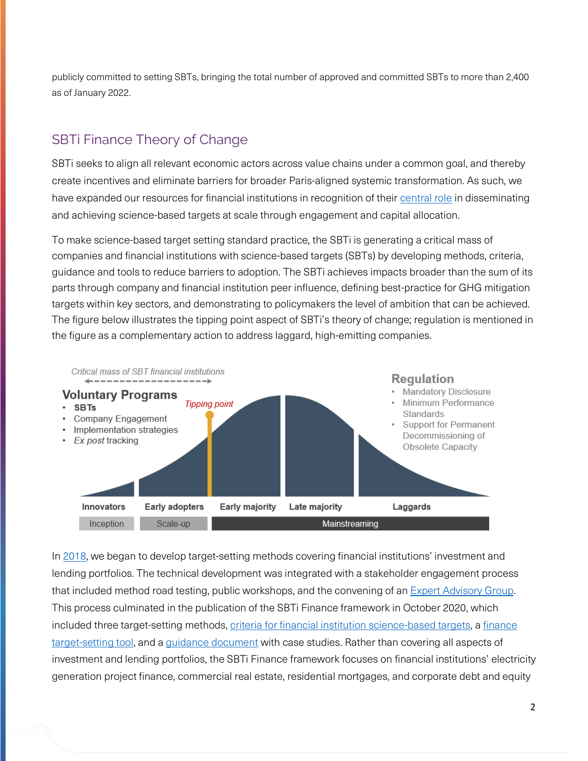publicly committed to setting SBTs, bringing the total number of approved and committed SBTs to more than 2,400 as of January 2022.

## SBTi Finance Theory of Change

SBTi seeks to align all relevant economic actors across value chains under a common goal, and thereby create incentives and eliminate barriers for broader Paris-aligned systemic transformation. As such, we have expanded our resources for financial institutions in recognition of their central role in disseminating and achieving science-based targets at scale through engagement and capital allocation.

To make science-based target setting standard practice, the SBTi is generating a critical mass of companies and financial institutions with science-based targets (SBTs) by developing methods, criteria, guidance and tools to reduce barriers to adoption. The SBTi achieves impacts broader than the sum of its parts through company and financial institution peer influence, defining best-practice for GHG mitigation targets within key sectors, and demonstrating to policymakers the level of ambition that can be achieved. The figure below illustrates the tipping point aspect of SBTi's theory of change; regulation is mentioned in the figure as a complementary action to address laggard, high-emitting companies.

*Critical mass of SBT financial institutions*

**Voluntary Programs**
- **SBTs**
- Company Engagement
- Implementation strategies
- *Ex post* tracking

*Tipping point*

**Regulation**
- Mandatory Disclosure
- Minimum Performance Standards
- Support for Permanent Decommissioning of Obsolete Capacity

**Innovators** | **Early adopters** | **Early majority** | **Late majority** | **Laggards**

Inception | Scale-up | Mainstreaming

In 2018, we began to develop target-setting methods covering financial institutions' investment and lending portfolios. The technical development was integrated with a stakeholder engagement process that included method road testing, public workshops, and the convening of an Expert Advisory Group. This process culminated in the publication of the SBTi Finance framework in October 2020, which included three target-setting methods, criteria for financial institution science-based targets, a finance target-setting tool, and a guidance document with case studies. Rather than covering all aspects of investment and lending portfolios, the SBTi Finance framework focuses on financial institutions' electricity generation project finance, commercial real estate, residential mortgages, and corporate debt and equity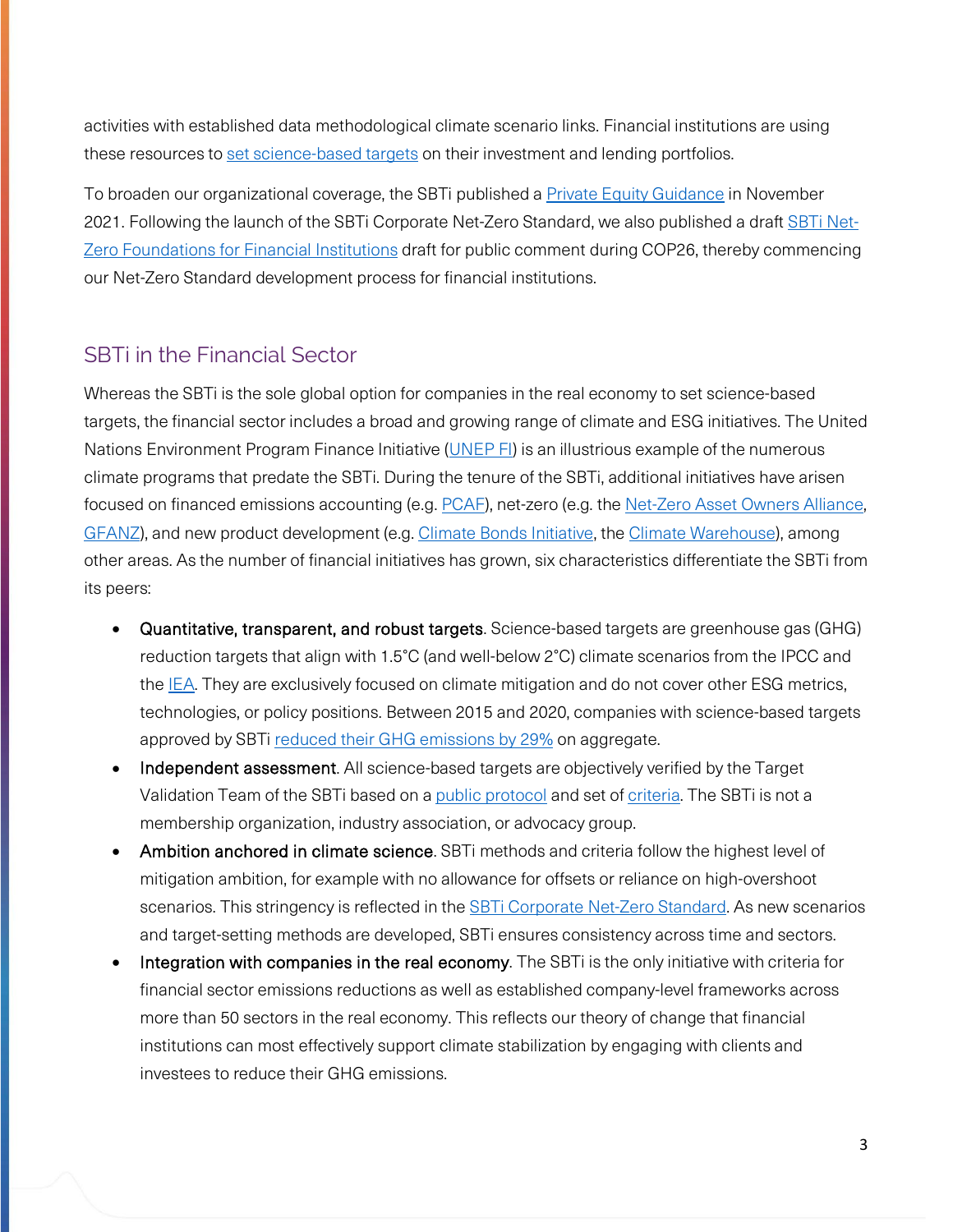activities with established data methodological climate scenario links. Financial institutions are using these resources to [set science-based targets]() on their investment and lending portfolios.

To broaden our organizational coverage, the SBTi published a [Private Equity Guidance]() in November 2021. Following the launch of the SBTi Corporate Net-Zero Standard, we also published a draft [SBTi Net-Zero Foundations for Financial Institutions]() draft for public comment during COP26, thereby commencing our Net-Zero Standard development process for financial institutions.

## SBTi in the Financial Sector

Whereas the SBTi is the sole global option for companies in the real economy to set science-based targets, the financial sector includes a broad and growing range of climate and ESG initiatives. The United Nations Environment Program Finance Initiative ([UNEP FI]()) is an illustrious example of the numerous climate programs that predate the SBTi. During the tenure of the SBTi, additional initiatives have arisen focused on financed emissions accounting (e.g. [PCAF]()), net-zero (e.g. the [Net-Zero Asset Owners Alliance](), [GFANZ]()), and new product development (e.g. [Climate Bonds Initiative](), the [Climate Warehouse]()), among other areas. As the number of financial initiatives has grown, six characteristics differentiate the SBTi from its peers:

- **Quantitative, transparent, and robust targets**. Science-based targets are greenhouse gas (GHG) reduction targets that align with 1.5°C (and well-below 2°C) climate scenarios from the IPCC and the [IEA](). They are exclusively focused on climate mitigation and do not cover other ESG metrics, technologies, or policy positions. Between 2015 and 2020, companies with science-based targets approved by SBTi [reduced their GHG emissions by 29%]() on aggregate.
- **Independent assessment**. All science-based targets are objectively verified by the Target Validation Team of the SBTi based on a [public protocol]() and set of [criteria](). The SBTi is not a membership organization, industry association, or advocacy group.
- **Ambition anchored in climate science**. SBTi methods and criteria follow the highest level of mitigation ambition, for example with no allowance for offsets or reliance on high-overshoot scenarios. This stringency is reflected in the [SBTi Corporate Net-Zero Standard](). As new scenarios and target-setting methods are developed, SBTi ensures consistency across time and sectors.
- **Integration with companies in the real economy**. The SBTi is the only initiative with criteria for financial sector emissions reductions as well as established company-level frameworks across more than 50 sectors in the real economy. This reflects our theory of change that financial institutions can most effectively support climate stabilization by engaging with clients and investees to reduce their GHG emissions.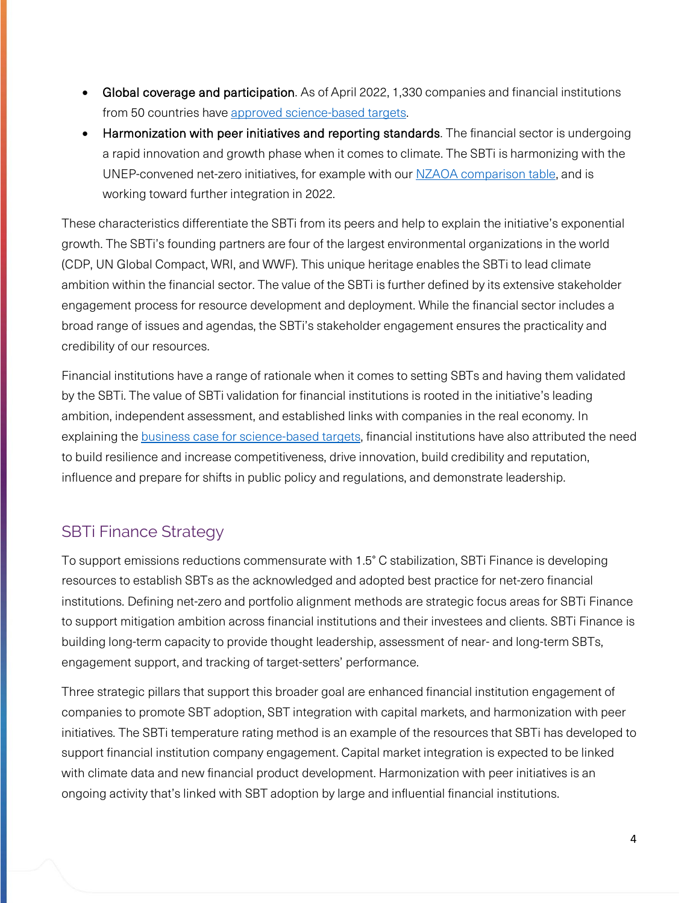- **Global coverage and participation**. As of April 2022, 1,330 companies and financial institutions from 50 countries have approved science-based targets.
- **Harmonization with peer initiatives and reporting standards**. The financial sector is undergoing a rapid innovation and growth phase when it comes to climate. The SBTi is harmonizing with the UNEP-convened net-zero initiatives, for example with our NZAOA comparison table, and is working toward further integration in 2022.

These characteristics differentiate the SBTi from its peers and help to explain the initiative's exponential growth. The SBTi's founding partners are four of the largest environmental organizations in the world (CDP, UN Global Compact, WRI, and WWF). This unique heritage enables the SBTi to lead climate ambition within the financial sector. The value of the SBTi is further defined by its extensive stakeholder engagement process for resource development and deployment. While the financial sector includes a broad range of issues and agendas, the SBTi's stakeholder engagement ensures the practicality and credibility of our resources.

Financial institutions have a range of rationale when it comes to setting SBTs and having them validated by the SBTi. The value of SBTi validation for financial institutions is rooted in the initiative's leading ambition, independent assessment, and established links with companies in the real economy. In explaining the business case for science-based targets, financial institutions have also attributed the need to build resilience and increase competitiveness, drive innovation, build credibility and reputation, influence and prepare for shifts in public policy and regulations, and demonstrate leadership.

## SBTi Finance Strategy

To support emissions reductions commensurate with 1.5° C stabilization, SBTi Finance is developing resources to establish SBTs as the acknowledged and adopted best practice for net-zero financial institutions. Defining net-zero and portfolio alignment methods are strategic focus areas for SBTi Finance to support mitigation ambition across financial institutions and their investees and clients. SBTi Finance is building long-term capacity to provide thought leadership, assessment of near- and long-term SBTs, engagement support, and tracking of target-setters' performance.

Three strategic pillars that support this broader goal are enhanced financial institution engagement of companies to promote SBT adoption, SBT integration with capital markets, and harmonization with peer initiatives. The SBTi temperature rating method is an example of the resources that SBTi has developed to support financial institution company engagement. Capital market integration is expected to be linked with climate data and new financial product development. Harmonization with peer initiatives is an ongoing activity that's linked with SBT adoption by large and influential financial institutions.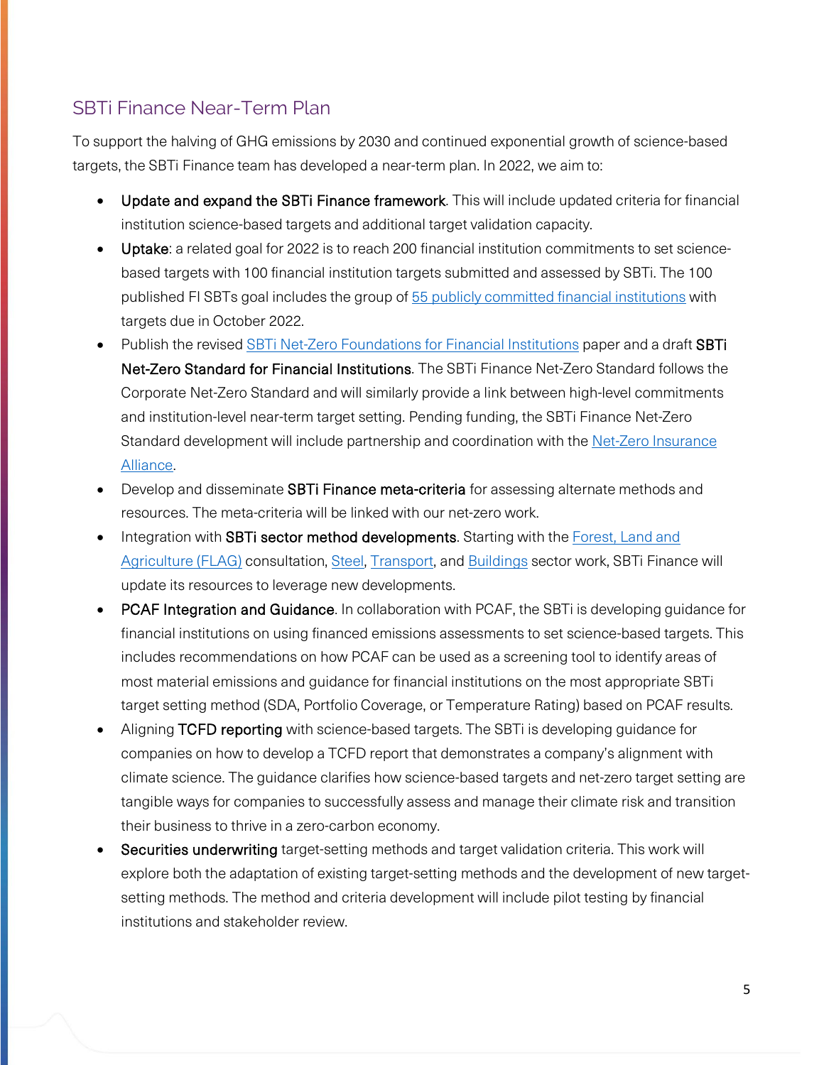## SBTi Finance Near-Term Plan

To support the halving of GHG emissions by 2030 and continued exponential growth of science-based targets, the SBTi Finance team has developed a near-term plan. In 2022, we aim to:

- **Update and expand the SBTi Finance framework**. This will include updated criteria for financial institution science-based targets and additional target validation capacity.
- **Uptake**: a related goal for 2022 is to reach 200 financial institution commitments to set science-based targets with 100 financial institution targets submitted and assessed by SBTi. The 100 published FI SBTs goal includes the group of 55 publicly committed financial institutions with targets due in October 2022.
- Publish the revised SBTi Net-Zero Foundations for Financial Institutions paper and a draft **SBTi Net-Zero Standard for Financial Institutions**. The SBTi Finance Net-Zero Standard follows the Corporate Net-Zero Standard and will similarly provide a link between high-level commitments and institution-level near-term target setting. Pending funding, the SBTi Finance Net-Zero Standard development will include partnership and coordination with the Net-Zero Insurance Alliance.
- Develop and disseminate **SBTi Finance meta-criteria** for assessing alternate methods and resources. The meta-criteria will be linked with our net-zero work.
- Integration with **SBTi sector method developments**. Starting with the Forest, Land and Agriculture (FLAG) consultation, Steel, Transport, and Buildings sector work, SBTi Finance will update its resources to leverage new developments.
- **PCAF Integration and Guidance**. In collaboration with PCAF, the SBTi is developing guidance for financial institutions on using financed emissions assessments to set science-based targets. This includes recommendations on how PCAF can be used as a screening tool to identify areas of most material emissions and guidance for financial institutions on the most appropriate SBTi target setting method (SDA, Portfolio Coverage, or Temperature Rating) based on PCAF results.
- Aligning **TCFD reporting** with science-based targets. The SBTi is developing guidance for companies on how to develop a TCFD report that demonstrates a company's alignment with climate science. The guidance clarifies how science-based targets and net-zero target setting are tangible ways for companies to successfully assess and manage their climate risk and transition their business to thrive in a zero-carbon economy.
- **Securities underwriting** target-setting methods and target validation criteria. This work will explore both the adaptation of existing target-setting methods and the development of new target-setting methods. The method and criteria development will include pilot testing by financial institutions and stakeholder review.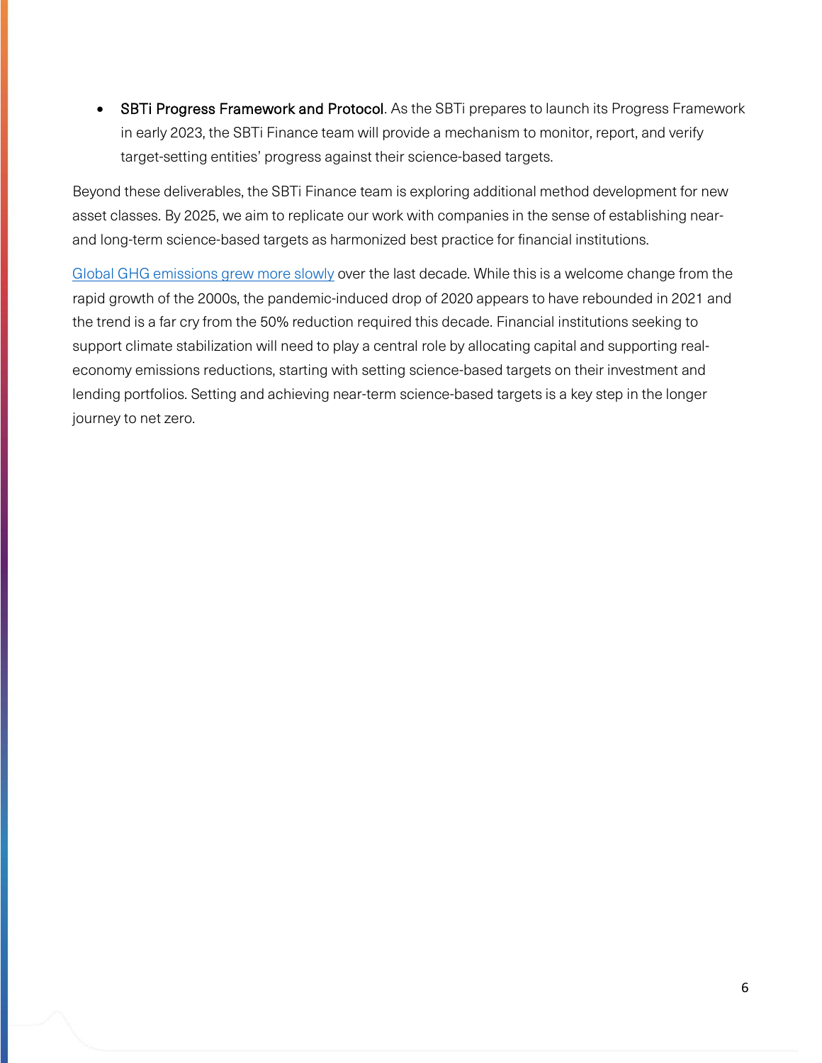- **SBTi Progress Framework and Protocol**. As the SBTi prepares to launch its Progress Framework in early 2023, the SBTi Finance team will provide a mechanism to monitor, report, and verify target-setting entities' progress against their science-based targets.

Beyond these deliverables, the SBTi Finance team is exploring additional method development for new asset classes. By 2025, we aim to replicate our work with companies in the sense of establishing near- and long-term science-based targets as harmonized best practice for financial institutions.

Global GHG emissions grew more slowly over the last decade. While this is a welcome change from the rapid growth of the 2000s, the pandemic-induced drop of 2020 appears to have rebounded in 2021 and the trend is a far cry from the 50% reduction required this decade. Financial institutions seeking to support climate stabilization will need to play a central role by allocating capital and supporting real-economy emissions reductions, starting with setting science-based targets on their investment and lending portfolios. Setting and achieving near-term science-based targets is a key step in the longer journey to net zero.